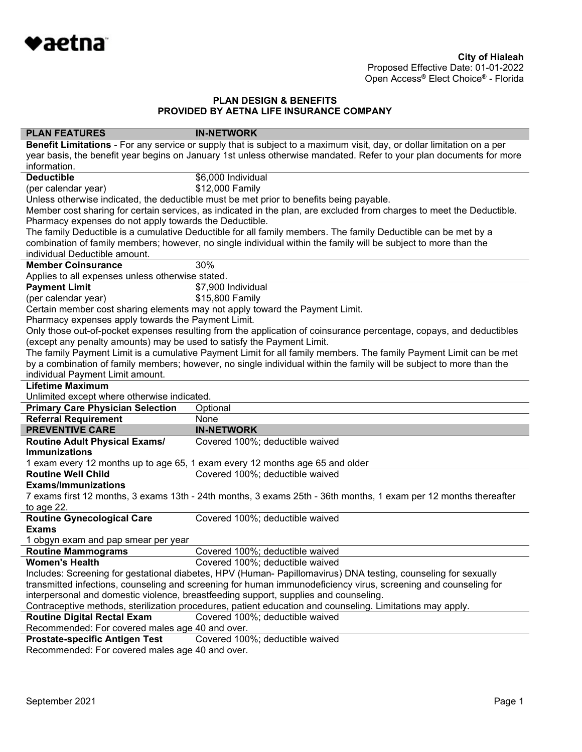aetna

**City of Hialeah**
Proposed Effective Date: 01-01-2022
Open Access® Elect Choice® - Florida

## PLAN DESIGN & BENEFITS
## PROVIDED BY AETNA LIFE INSURANCE COMPANY

| PLAN FEATURES | IN-NETWORK |
|---|---|
| **Benefit Limitations** - For any service or supply that is subject to a maximum visit, day, or dollar limitation on a per year basis, the benefit year begins on January 1st unless otherwise mandated. Refer to your plan documents for more information. | |
| **Deductible** (per calendar year) | $6,000 Individual<br>$12,000 Family |
| Unless otherwise indicated, the deductible must be met prior to benefits being payable.<br>Member cost sharing for certain services, as indicated in the plan, are excluded from charges to meet the Deductible.<br>Pharmacy expenses do not apply towards the Deductible.<br>The family Deductible is a cumulative Deductible for all family members. The family Deductible can be met by a combination of family members; however, no single individual within the family will be subject to more than the individual Deductible amount. | |
| **Member Coinsurance** | 30% |
| Applies to all expenses unless otherwise stated. | |
| **Payment Limit** (per calendar year) | $7,900 Individual<br>$15,800 Family |
| Certain member cost sharing elements may not apply toward the Payment Limit.<br>Pharmacy expenses apply towards the Payment Limit.<br>Only those out-of-pocket expenses resulting from the application of coinsurance percentage, copays, and deductibles (except any penalty amounts) may be used to satisfy the Payment Limit.<br>The family Payment Limit is a cumulative Payment Limit for all family members. The family Payment Limit can be met by a combination of family members; however, no single individual within the family will be subject to more than the individual Payment Limit amount. | |
| **Lifetime Maximum** | |
| Unlimited except where otherwise indicated. | |
| **Primary Care Physician Selection** | Optional |
| **Referral Requirement** | None |
| **PREVENTIVE CARE** | **IN-NETWORK** |
| **Routine Adult Physical Exams/ Immunizations** | Covered 100%; deductible waived |
| 1 exam every 12 months up to age 65, 1 exam every 12 months age 65 and older | |
| **Routine Well Child Exams/Immunizations** | Covered 100%; deductible waived |
| 7 exams first 12 months, 3 exams 13th - 24th months, 3 exams 25th - 36th months, 1 exam per 12 months thereafter to age 22. | |
| **Routine Gynecological Care Exams** | Covered 100%; deductible waived |
| 1 obgyn exam and pap smear per year | |
| **Routine Mammograms** | Covered 100%; deductible waived |
| **Women's Health** | Covered 100%; deductible waived |
| Includes: Screening for gestational diabetes, HPV (Human- Papillomavirus) DNA testing, counseling for sexually transmitted infections, counseling and screening for human immunodeficiency virus, screening and counseling for interpersonal and domestic violence, breastfeeding support, supplies and counseling.<br>Contraceptive methods, sterilization procedures, patient education and counseling. Limitations may apply. | |
| **Routine Digital Rectal Exam** | Covered 100%; deductible waived |
| Recommended: For covered males age 40 and over. | |
| **Prostate-specific Antigen Test** | Covered 100%; deductible waived |
| Recommended: For covered males age 40 and over. | |

September 2021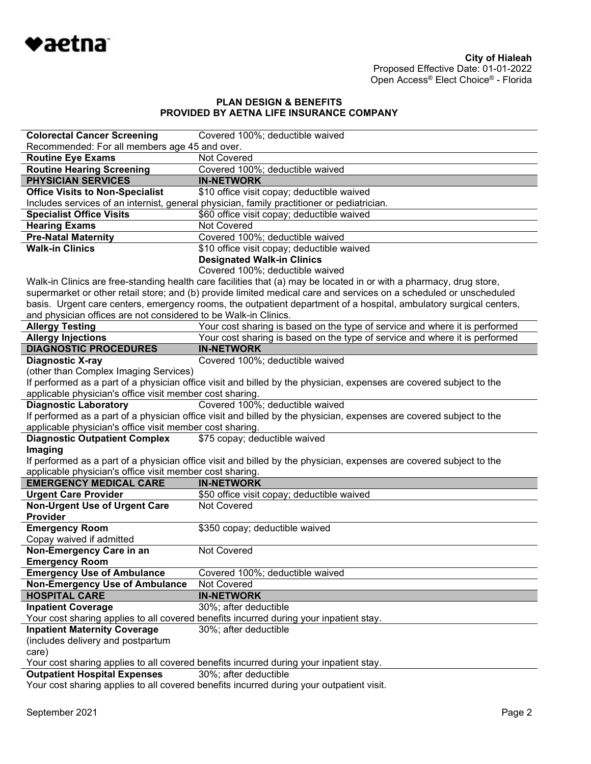**City of Hialeah**
Proposed Effective Date: 01-01-2022
Open Access® Elect Choice® - Florida

## PLAN DESIGN & BENEFITS
## PROVIDED BY AETNA LIFE INSURANCE COMPANY

| | |
|---|---|
| **Colorectal Cancer Screening** | Covered 100%; deductible waived |
| Recommended: For all members age 45 and over. | |
| **Routine Eye Exams** | Not Covered |
| **Routine Hearing Screening** | Covered 100%; deductible waived |
| **PHYSICIAN SERVICES** | **IN-NETWORK** |
| **Office Visits to Non-Specialist** | $10 office visit copay; deductible waived |
| Includes services of an internist, general physician, family practitioner or pediatrician. | |
| **Specialist Office Visits** | $60 office visit copay; deductible waived |
| **Hearing Exams** | Not Covered |
| **Pre-Natal Maternity** | Covered 100%; deductible waived |
| **Walk-in Clinics** | $10 office visit copay; deductible waived<br>**Designated Walk-in Clinics**<br>Covered 100%; deductible waived |
| Walk-in Clinics are free-standing health care facilities that (a) may be located in or with a pharmacy, drug store, supermarket or other retail store; and (b) provide limited medical care and services on a scheduled or unscheduled basis. Urgent care centers, emergency rooms, the outpatient department of a hospital, ambulatory surgical centers, and physician offices are not considered to be Walk-in Clinics. | |
| **Allergy Testing** | Your cost sharing is based on the type of service and where it is performed |
| **Allergy Injections** | Your cost sharing is based on the type of service and where it is performed |
| **DIAGNOSTIC PROCEDURES** | **IN-NETWORK** |
| **Diagnostic X-ray**<br>(other than Complex Imaging Services) | Covered 100%; deductible waived |
| If performed as a part of a physician office visit and billed by the physician, expenses are covered subject to the applicable physician's office visit member cost sharing. | |
| **Diagnostic Laboratory** | Covered 100%; deductible waived |
| If performed as a part of a physician office visit and billed by the physician, expenses are covered subject to the applicable physician's office visit member cost sharing. | |
| **Diagnostic Outpatient Complex Imaging** | $75 copay; deductible waived |
| If performed as a part of a physician office visit and billed by the physician, expenses are covered subject to the applicable physician's office visit member cost sharing. | |
| **EMERGENCY MEDICAL CARE** | **IN-NETWORK** |
| **Urgent Care Provider** | $50 office visit copay; deductible waived |
| **Non-Urgent Use of Urgent Care Provider** | Not Covered |
| **Emergency Room**<br>Copay waived if admitted | $350 copay; deductible waived |
| **Non-Emergency Care in an Emergency Room** | Not Covered |
| **Emergency Use of Ambulance** | Covered 100%; deductible waived |
| **Non-Emergency Use of Ambulance** | Not Covered |
| **HOSPITAL CARE** | **IN-NETWORK** |
| **Inpatient Coverage** | 30%; after deductible |
| Your cost sharing applies to all covered benefits incurred during your inpatient stay. | |
| **Inpatient Maternity Coverage**<br>(includes delivery and postpartum care) | 30%; after deductible |
| Your cost sharing applies to all covered benefits incurred during your inpatient stay. | |
| **Outpatient Hospital Expenses** | 30%; after deductible |
| Your cost sharing applies to all covered benefits incurred during your outpatient visit. | |

September 2021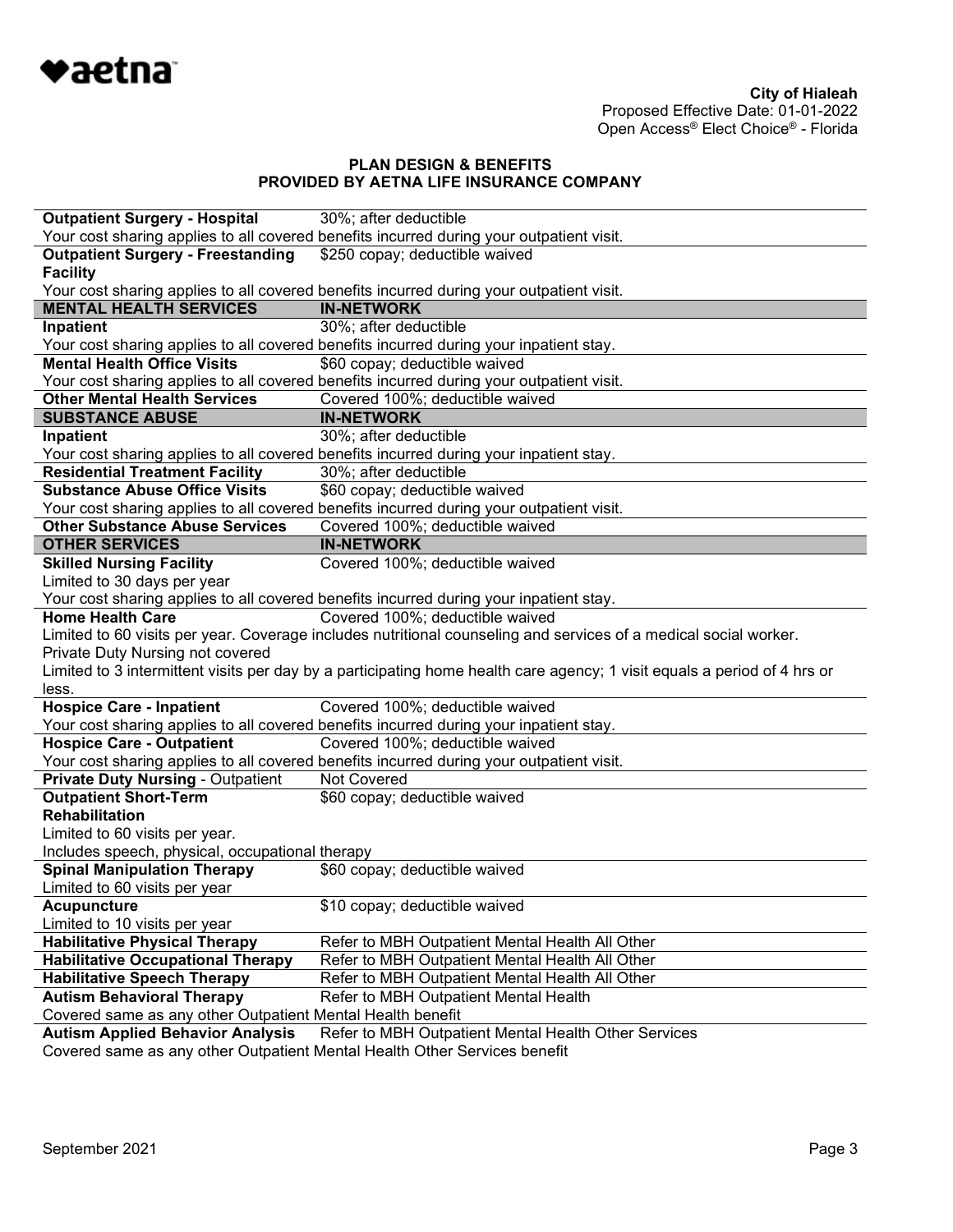**City of Hialeah**
Proposed Effective Date: 01-01-2022
Open Access® Elect Choice® - Florida

## PLAN DESIGN & BENEFITS
## PROVIDED BY AETNA LIFE INSURANCE COMPANY

| | |
|---|---|
| **Outpatient Surgery - Hospital** | 30%; after deductible |
| Your cost sharing applies to all covered benefits incurred during your outpatient visit. | |
| **Outpatient Surgery - Freestanding Facility** | $250 copay; deductible waived |
| Your cost sharing applies to all covered benefits incurred during your outpatient visit. | |
| **MENTAL HEALTH SERVICES** | **IN-NETWORK** |
| **Inpatient** | 30%; after deductible |
| Your cost sharing applies to all covered benefits incurred during your inpatient stay. | |
| **Mental Health Office Visits** | $60 copay; deductible waived |
| Your cost sharing applies to all covered benefits incurred during your outpatient visit. | |
| **Other Mental Health Services** | Covered 100%; deductible waived |
| **SUBSTANCE ABUSE** | **IN-NETWORK** |
| **Inpatient** | 30%; after deductible |
| Your cost sharing applies to all covered benefits incurred during your inpatient stay. | |
| **Residential Treatment Facility** | 30%; after deductible |
| **Substance Abuse Office Visits** | $60 copay; deductible waived |
| Your cost sharing applies to all covered benefits incurred during your outpatient visit. | |
| **Other Substance Abuse Services** | Covered 100%; deductible waived |
| **OTHER SERVICES** | **IN-NETWORK** |
| **Skilled Nursing Facility**<br>Limited to 30 days per year | Covered 100%; deductible waived |
| Your cost sharing applies to all covered benefits incurred during your inpatient stay. | |
| **Home Health Care** | Covered 100%; deductible waived |
| Limited to 60 visits per year. Coverage includes nutritional counseling and services of a medical social worker.<br>Private Duty Nursing not covered<br>Limited to 3 intermittent visits per day by a participating home health care agency; 1 visit equals a period of 4 hrs or less. | |
| **Hospice Care - Inpatient** | Covered 100%; deductible waived |
| Your cost sharing applies to all covered benefits incurred during your inpatient stay. | |
| **Hospice Care - Outpatient** | Covered 100%; deductible waived |
| Your cost sharing applies to all covered benefits incurred during your outpatient visit. | |
| **Private Duty Nursing** - Outpatient | Not Covered |
| **Outpatient Short-Term Rehabilitation**<br>Limited to 60 visits per year.<br>Includes speech, physical, occupational therapy | $60 copay; deductible waived |
| **Spinal Manipulation Therapy**<br>Limited to 60 visits per year | $60 copay; deductible waived |
| **Acupuncture**<br>Limited to 10 visits per year | $10 copay; deductible waived |
| **Habilitative Physical Therapy** | Refer to MBH Outpatient Mental Health All Other |
| **Habilitative Occupational Therapy** | Refer to MBH Outpatient Mental Health All Other |
| **Habilitative Speech Therapy** | Refer to MBH Outpatient Mental Health All Other |
| **Autism Behavioral Therapy** | Refer to MBH Outpatient Mental Health |
| Covered same as any other Outpatient Mental Health benefit | |
| **Autism Applied Behavior Analysis** | Refer to MBH Outpatient Mental Health Other Services |
| Covered same as any other Outpatient Mental Health Other Services benefit | |

September 2021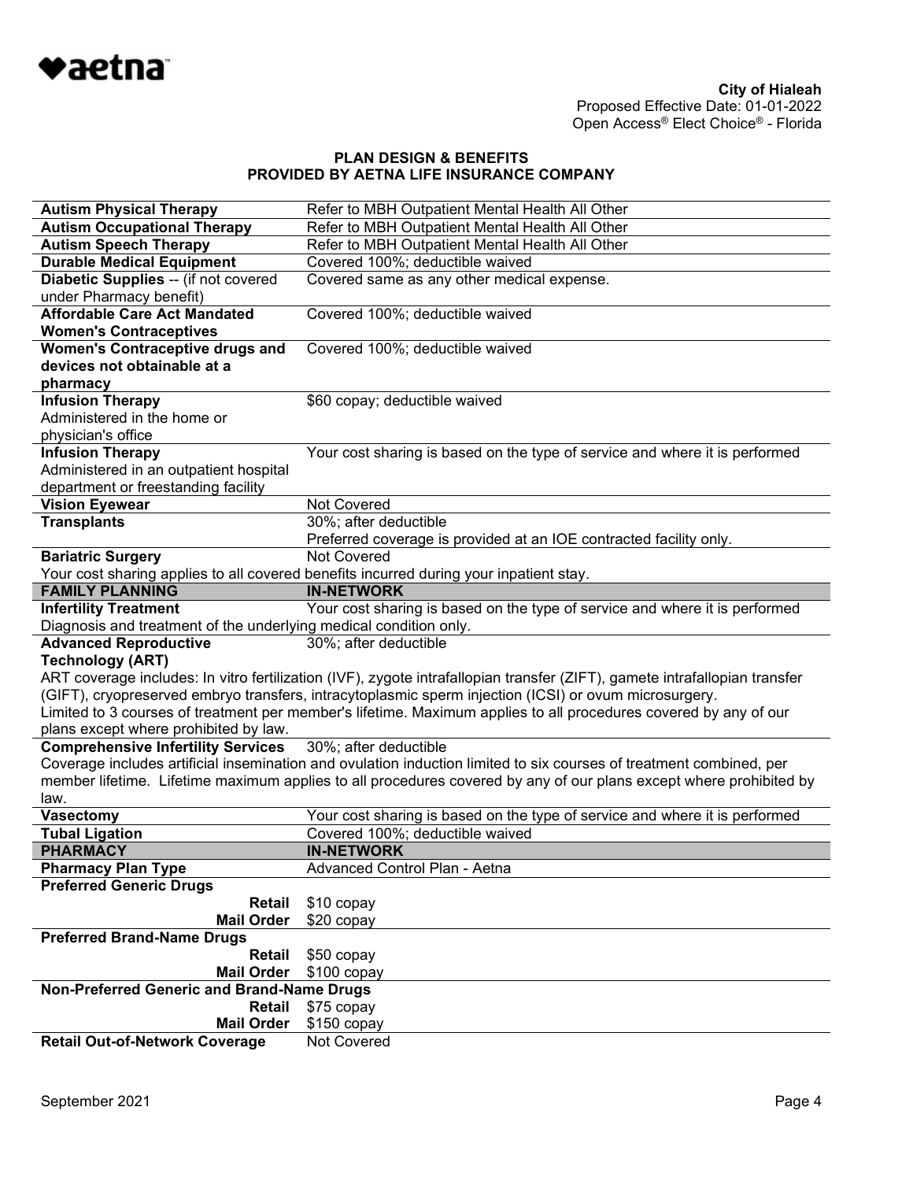**City of Hialeah**
Proposed Effective Date: 01-01-2022
Open Access® Elect Choice® - Florida

**PLAN DESIGN & BENEFITS**
**PROVIDED BY AETNA LIFE INSURANCE COMPANY**

| | |
|---|---|
| **Autism Physical Therapy** | Refer to MBH Outpatient Mental Health All Other |
| **Autism Occupational Therapy** | Refer to MBH Outpatient Mental Health All Other |
| **Autism Speech Therapy** | Refer to MBH Outpatient Mental Health All Other |
| **Durable Medical Equipment** | Covered 100%; deductible waived |
| **Diabetic Supplies** -- (if not covered under Pharmacy benefit) | Covered same as any other medical expense. |
| **Affordable Care Act Mandated Women's Contraceptives** | Covered 100%; deductible waived |
| **Women's Contraceptive drugs and devices not obtainable at a pharmacy** | Covered 100%; deductible waived |
| **Infusion Therapy** Administered in the home or physician's office | \$60 copay; deductible waived |
| **Infusion Therapy** Administered in an outpatient hospital department or freestanding facility | Your cost sharing is based on the type of service and where it is performed |
| **Vision Eyewear** | Not Covered |
| **Transplants** | 30%; after deductible Preferred coverage is provided at an IOE contracted facility only. |
| **Bariatric Surgery** | Not Covered |
| Your cost sharing applies to all covered benefits incurred during your inpatient stay. | |
| **FAMILY PLANNING** | **IN-NETWORK** |
| **Infertility Treatment** | Your cost sharing is based on the type of service and where it is performed |
| Diagnosis and treatment of the underlying medical condition only. | |
| **Advanced Reproductive Technology (ART)** | 30%; after deductible |
| ART coverage includes: In vitro fertilization (IVF), zygote intrafallopian transfer (ZIFT), gamete intrafallopian transfer (GIFT), cryopreserved embryo transfers, intracytoplasmic sperm injection (ICSI) or ovum microsurgery. Limited to 3 courses of treatment per member's lifetime. Maximum applies to all procedures covered by any of our plans except where prohibited by law. | |
| **Comprehensive Infertility Services** | 30%; after deductible |
| Coverage includes artificial insemination and ovulation induction limited to six courses of treatment combined, per member lifetime. Lifetime maximum applies to all procedures covered by any of our plans except where prohibited by law. | |
| **Vasectomy** | Your cost sharing is based on the type of service and where it is performed |
| **Tubal Ligation** | Covered 100%; deductible waived |
| **PHARMACY** | **IN-NETWORK** |
| **Pharmacy Plan Type** | Advanced Control Plan - Aetna |
| **Preferred Generic Drugs** | |
| **Retail** | \$10 copay |
| **Mail Order** | \$20 copay |
| **Preferred Brand-Name Drugs** | |
| **Retail** | \$50 copay |
| **Mail Order** | \$100 copay |
| **Non-Preferred Generic and Brand-Name Drugs** | |
| **Retail** | \$75 copay |
| **Mail Order** | \$150 copay |
| **Retail Out-of-Network Coverage** | Not Covered |

September 2021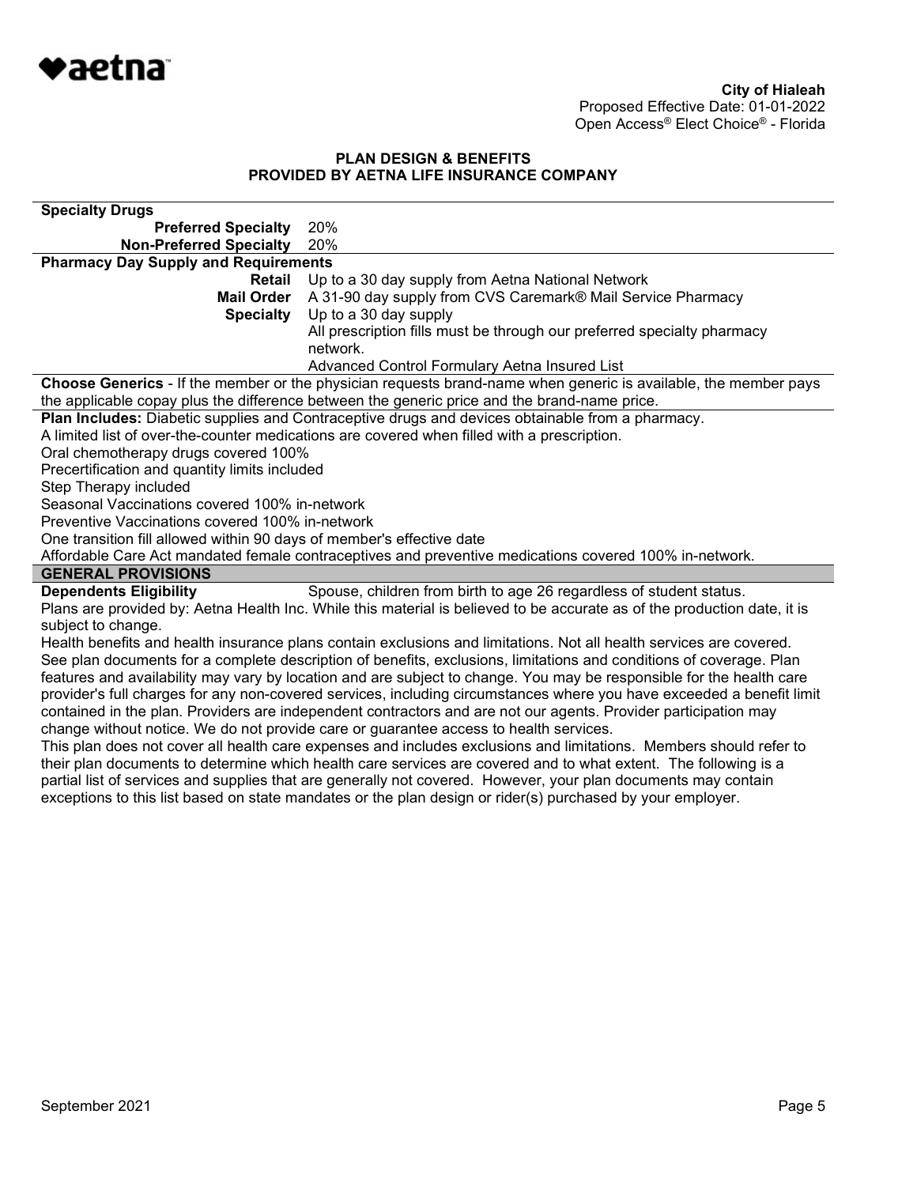**City of Hialeah**
Proposed Effective Date: 01-01-2022
Open Access® Elect Choice® - Florida

**PLAN DESIGN & BENEFITS**
**PROVIDED BY AETNA LIFE INSURANCE COMPANY**

| **Specialty Drugs** | |
|---|---|
| **Preferred Specialty** | 20% |
| **Non-Preferred Specialty** | 20% |
| **Pharmacy Day Supply and Requirements** | |
| **Retail** | Up to a 30 day supply from Aetna National Network |
| **Mail Order** | A 31-90 day supply from CVS Caremark® Mail Service Pharmacy |
| **Specialty** | Up to a 30 day supply<br>All prescription fills must be through our preferred specialty pharmacy network.<br>Advanced Control Formulary Aetna Insured List |

**Choose Generics** - If the member or the physician requests brand-name when generic is available, the member pays the applicable copay plus the difference between the generic price and the brand-name price.

**Plan Includes:** Diabetic supplies and Contraceptive drugs and devices obtainable from a pharmacy.
A limited list of over-the-counter medications are covered when filled with a prescription.
Oral chemotherapy drugs covered 100%
Precertification and quantity limits included
Step Therapy included
Seasonal Vaccinations covered 100% in-network
Preventive Vaccinations covered 100% in-network
One transition fill allowed within 90 days of member's effective date
Affordable Care Act mandated female contraceptives and preventive medications covered 100% in-network.

## GENERAL PROVISIONS

**Dependents Eligibility** Spouse, children from birth to age 26 regardless of student status.

Plans are provided by: Aetna Health Inc. While this material is believed to be accurate as of the production date, it is subject to change.

Health benefits and health insurance plans contain exclusions and limitations. Not all health services are covered. See plan documents for a complete description of benefits, exclusions, limitations and conditions of coverage. Plan features and availability may vary by location and are subject to change. You may be responsible for the health care provider's full charges for any non-covered services, including circumstances where you have exceeded a benefit limit contained in the plan. Providers are independent contractors and are not our agents. Provider participation may change without notice. We do not provide care or guarantee access to health services.

This plan does not cover all health care expenses and includes exclusions and limitations. Members should refer to their plan documents to determine which health care services are covered and to what extent. The following is a partial list of services and supplies that are generally not covered. However, your plan documents may contain exceptions to this list based on state mandates or the plan design or rider(s) purchased by your employer.

September 2021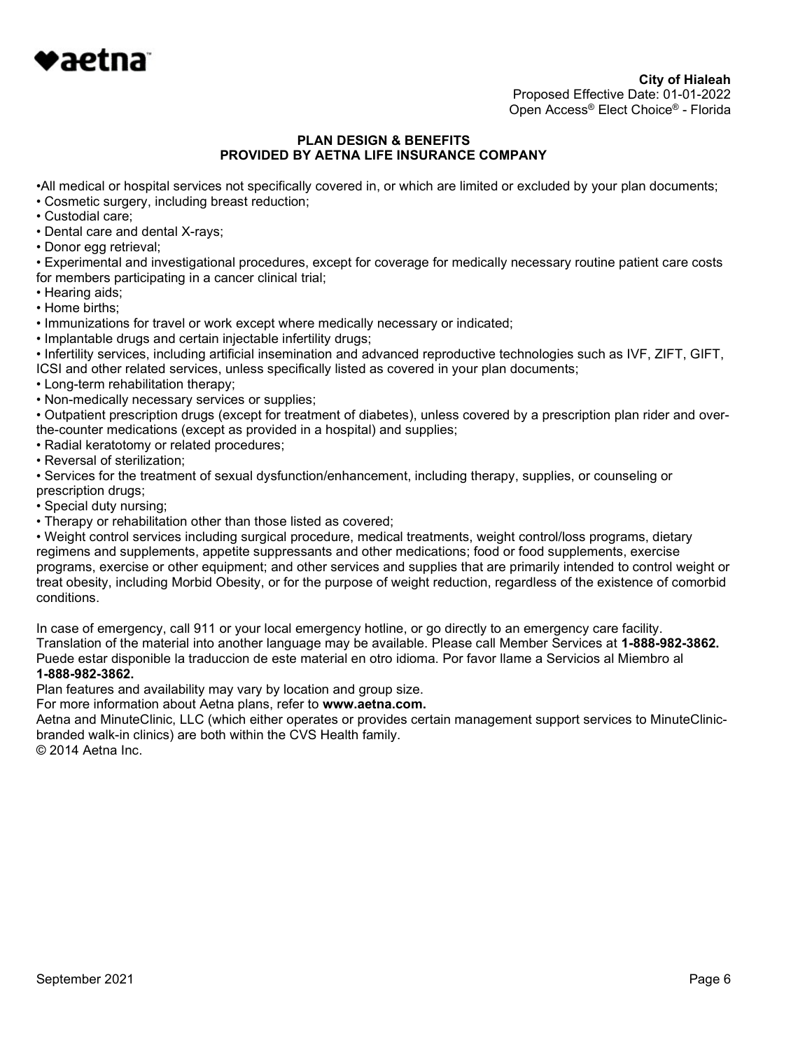**City of Hialeah**
Proposed Effective Date: 01-01-2022
Open Access® Elect Choice® - Florida

## PLAN DESIGN & BENEFITS PROVIDED BY AETNA LIFE INSURANCE COMPANY

- All medical or hospital services not specifically covered in, or which are limited or excluded by your plan documents;
- Cosmetic surgery, including breast reduction;
- Custodial care;
- Dental care and dental X-rays;
- Donor egg retrieval;
- Experimental and investigational procedures, except for coverage for medically necessary routine patient care costs for members participating in a cancer clinical trial;
- Hearing aids;
- Home births;
- Immunizations for travel or work except where medically necessary or indicated;
- Implantable drugs and certain injectable infertility drugs;
- Infertility services, including artificial insemination and advanced reproductive technologies such as IVF, ZIFT, GIFT, ICSI and other related services, unless specifically listed as covered in your plan documents;
- Long-term rehabilitation therapy;
- Non-medically necessary services or supplies;
- Outpatient prescription drugs (except for treatment of diabetes), unless covered by a prescription plan rider and over-the-counter medications (except as provided in a hospital) and supplies;
- Radial keratotomy or related procedures;
- Reversal of sterilization;
- Services for the treatment of sexual dysfunction/enhancement, including therapy, supplies, or counseling or prescription drugs;
- Special duty nursing;
- Therapy or rehabilitation other than those listed as covered;
- Weight control services including surgical procedure, medical treatments, weight control/loss programs, dietary regimens and supplements, appetite suppressants and other medications; food or food supplements, exercise programs, exercise or other equipment; and other services and supplies that are primarily intended to control weight or treat obesity, including Morbid Obesity, or for the purpose of weight reduction, regardless of the existence of comorbid conditions.

In case of emergency, call 911 or your local emergency hotline, or go directly to an emergency care facility.
Translation of the material into another language may be available. Please call Member Services at **1-888-982-3862.**
Puede estar disponible la traduccion de este material en otro idioma. Por favor llame a Servicios al Miembro al **1-888-982-3862.**
Plan features and availability may vary by location and group size.
For more information about Aetna plans, refer to **www.aetna.com.**
Aetna and MinuteClinic, LLC (which either operates or provides certain management support services to MinuteClinic-branded walk-in clinics) are both within the CVS Health family.
© 2014 Aetna Inc.